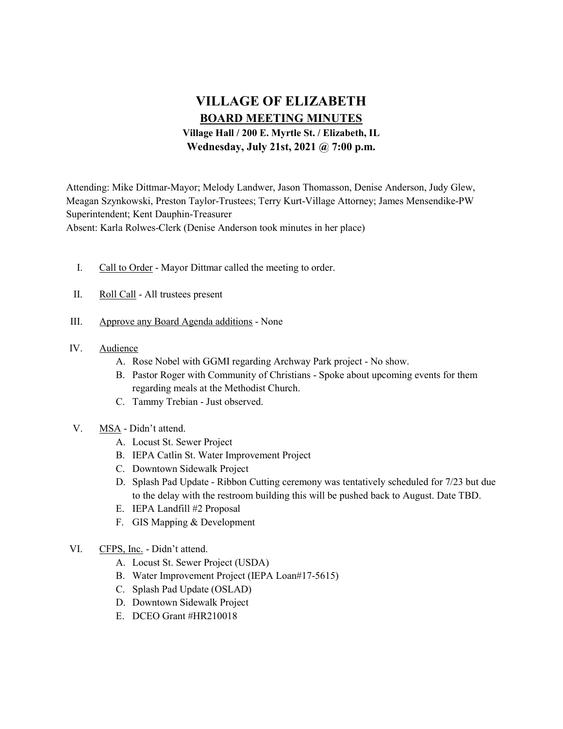# VILLAGE OF ELIZABETH

## BOARD MEETING MINUTES

### Village Hall / 200 E. Myrtle St. / Elizabeth, IL
### Wednesday, July 21st, 2021 @ 7:00 p.m.

Attending: Mike Dittmar-Mayor; Melody Landwer, Jason Thomasson, Denise Anderson, Judy Glew, Meagan Szynkowski, Preston Taylor-Trustees; Terry Kurt-Village Attorney; James Mensendike-PW Superintendent; Kent Dauphin-Treasurer
Absent: Karla Rolwes-Clerk (Denise Anderson took minutes in her place)

I. Call to Order - Mayor Dittmar called the meeting to order.

II. Roll Call - All trustees present

III. Approve any Board Agenda additions - None

IV. Audience
   A. Rose Nobel with GGMI regarding Archway Park project - No show.
   B. Pastor Roger with Community of Christians - Spoke about upcoming events for them regarding meals at the Methodist Church.
   C. Tammy Trebian - Just observed.

V. MSA - Didn't attend.
   A. Locust St. Sewer Project
   B. IEPA Catlin St. Water Improvement Project
   C. Downtown Sidewalk Project
   D. Splash Pad Update - Ribbon Cutting ceremony was tentatively scheduled for 7/23 but due to the delay with the restroom building this will be pushed back to August. Date TBD.
   E. IEPA Landfill #2 Proposal
   F. GIS Mapping & Development

VI. CFPS, Inc. - Didn't attend.
   A. Locust St. Sewer Project (USDA)
   B. Water Improvement Project (IEPA Loan#17-5615)
   C. Splash Pad Update (OSLAD)
   D. Downtown Sidewalk Project
   E. DCEO Grant #HR210018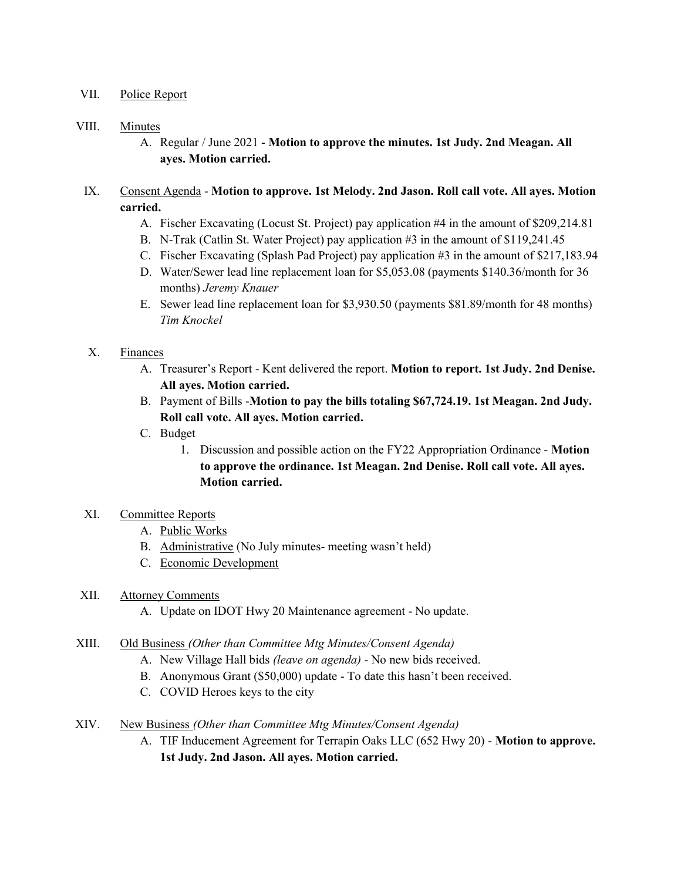VII. Police Report

VIII. Minutes

A. Regular / June 2021 - **Motion to approve the minutes. 1st Judy. 2nd Meagan. All ayes. Motion carried.**

IX. Consent Agenda - **Motion to approve. 1st Melody. 2nd Jason. Roll call vote. All ayes. Motion carried.**

A. Fischer Excavating (Locust St. Project) pay application #4 in the amount of $209,214.81

B. N-Trak (Catlin St. Water Project) pay application #3 in the amount of $119,241.45

C. Fischer Excavating (Splash Pad Project) pay application #3 in the amount of $217,183.94

D. Water/Sewer lead line replacement loan for $5,053.08 (payments $140.36/month for 36 months) *Jeremy Knauer*

E. Sewer lead line replacement loan for $3,930.50 (payments $81.89/month for 48 months) *Tim Knockel*

X. Finances

A. Treasurer's Report - Kent delivered the report. **Motion to report. 1st Judy. 2nd Denise. All ayes. Motion carried.**

B. Payment of Bills -**Motion to pay the bills totaling $67,724.19. 1st Meagan. 2nd Judy. Roll call vote. All ayes. Motion carried.**

C. Budget

1. Discussion and possible action on the FY22 Appropriation Ordinance - **Motion to approve the ordinance. 1st Meagan. 2nd Denise. Roll call vote. All ayes. Motion carried.**

XI. Committee Reports

A. Public Works

B. Administrative (No July minutes- meeting wasn't held)

C. Economic Development

XII. Attorney Comments

A. Update on IDOT Hwy 20 Maintenance agreement - No update.

XIII. Old Business *(Other than Committee Mtg Minutes/Consent Agenda)*

A. New Village Hall bids *(leave on agenda)* - No new bids received.

B. Anonymous Grant ($50,000) update - To date this hasn't been received.

C. COVID Heroes keys to the city

XIV. New Business *(Other than Committee Mtg Minutes/Consent Agenda)*

A. TIF Inducement Agreement for Terrapin Oaks LLC (652 Hwy 20) - **Motion to approve. 1st Judy. 2nd Jason. All ayes. Motion carried.**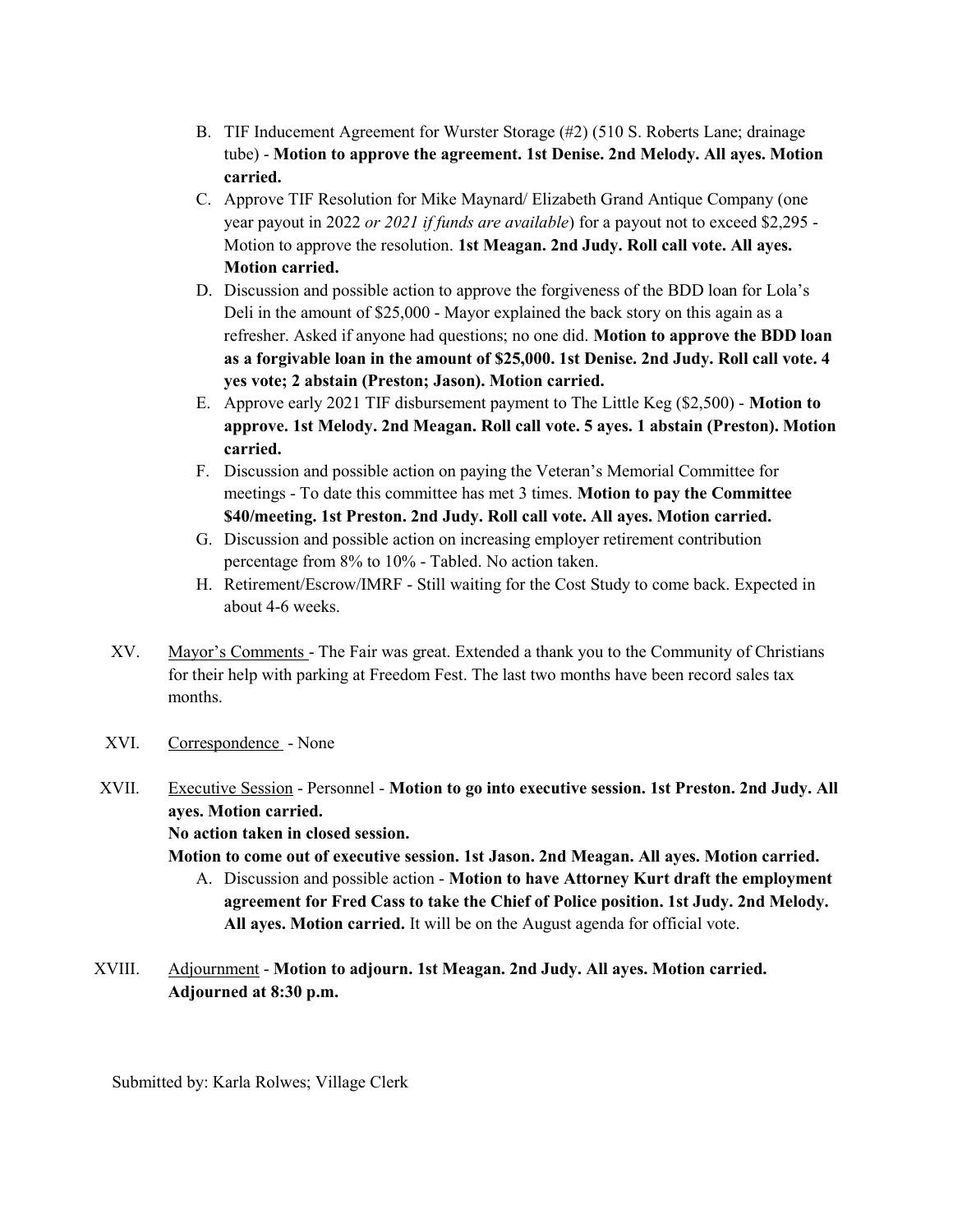B. TIF Inducement Agreement for Wurster Storage (#2) (510 S. Roberts Lane; drainage tube) - **Motion to approve the agreement. 1st Denise. 2nd Melody. All ayes. Motion carried.**

C. Approve TIF Resolution for Mike Maynard/ Elizabeth Grand Antique Company (one year payout in 2022 *or 2021 if funds are available*) for a payout not to exceed $2,295 - Motion to approve the resolution. **1st Meagan. 2nd Judy. Roll call vote. All ayes. Motion carried.**

D. Discussion and possible action to approve the forgiveness of the BDD loan for Lola's Deli in the amount of $25,000 - Mayor explained the back story on this again as a refresher. Asked if anyone had questions; no one did. **Motion to approve the BDD loan as a forgivable loan in the amount of $25,000. 1st Denise. 2nd Judy. Roll call vote. 4 yes vote; 2 abstain (Preston; Jason). Motion carried.**

E. Approve early 2021 TIF disbursement payment to The Little Keg ($2,500) - **Motion to approve. 1st Melody. 2nd Meagan. Roll call vote. 5 ayes. 1 abstain (Preston). Motion carried.**

F. Discussion and possible action on paying the Veteran's Memorial Committee for meetings - To date this committee has met 3 times. **Motion to pay the Committee $40/meeting. 1st Preston. 2nd Judy. Roll call vote. All ayes. Motion carried.**

G. Discussion and possible action on increasing employer retirement contribution percentage from 8% to 10% - Tabled. No action taken.

H. Retirement/Escrow/IMRF - Still waiting for the Cost Study to come back. Expected in about 4-6 weeks.

XV. Mayor's Comments - The Fair was great. Extended a thank you to the Community of Christians for their help with parking at Freedom Fest. The last two months have been record sales tax months.

XVI. Correspondence - None

XVII. Executive Session - Personnel - **Motion to go into executive session. 1st Preston. 2nd Judy. All ayes. Motion carried.**

**No action taken in closed session.**

**Motion to come out of executive session. 1st Jason. 2nd Meagan. All ayes. Motion carried.**

A. Discussion and possible action - **Motion to have Attorney Kurt draft the employment agreement for Fred Cass to take the Chief of Police position. 1st Judy. 2nd Melody. All ayes. Motion carried.** It will be on the August agenda for official vote.

XVIII. Adjournment - **Motion to adjourn. 1st Meagan. 2nd Judy. All ayes. Motion carried. Adjourned at 8:30 p.m.**

Submitted by: Karla Rolwes; Village Clerk